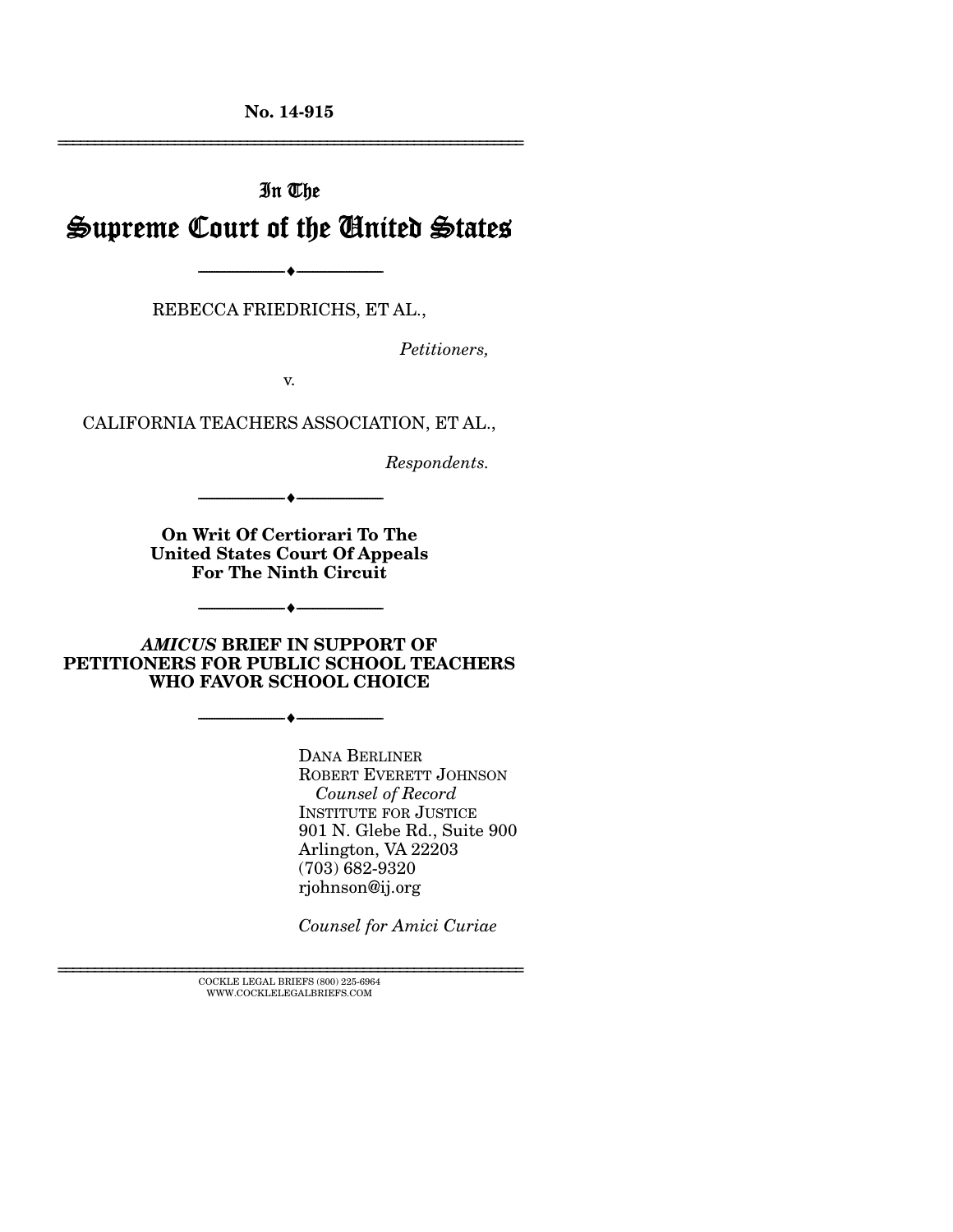No. 14-915

# In The Supreme Court of the United States

---

REBECCA FRIEDRICHS, ET AL.,

*Petitioners,*

v.

CALIFORNIA TEACHERS ASSOCIATION, ET AL.,

*Respondents.*

---

**On Writ Of Certiorari To The United States Court Of Appeals For The Ninth Circuit**

---

***AMICUS* BRIEF IN SUPPORT OF PETITIONERS FOR PUBLIC SCHOOL TEACHERS WHO FAVOR SCHOOL CHOICE**

---

DANA BERLINER
ROBERT EVERETT JOHNSON
*Counsel of Record*
INSTITUTE FOR JUSTICE
901 N. Glebe Rd., Suite 900
Arlington, VA 22203
(703) 682-9320
rjohnson@ij.org

*Counsel for Amici Curiae*

---

COCKLE LEGAL BRIEFS (800) 225-6964
WWW.COCKLELEGALBRIEFS.COM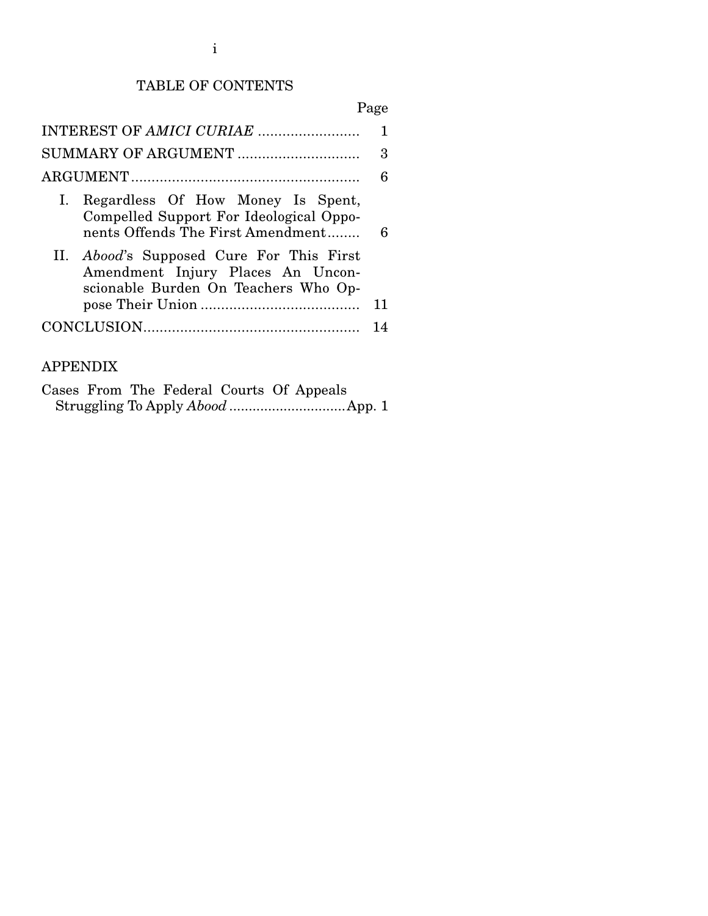# TABLE OF CONTENTS

| | Page |
|---|---|
| INTEREST OF *AMICI CURIAE* | 1 |
| SUMMARY OF ARGUMENT | 3 |
| ARGUMENT | 6 |
| I. Regardless Of How Money Is Spent, Compelled Support For Ideological Opponents Offends The First Amendment | 6 |
| II. *Abood*'s Supposed Cure For This First Amendment Injury Places An Unconscionable Burden On Teachers Who Oppose Their Union | 11 |
| CONCLUSION | 14 |

APPENDIX

| | |
|---|---|
| Cases From The Federal Courts Of Appeals Struggling To Apply *Abood* | App. 1 |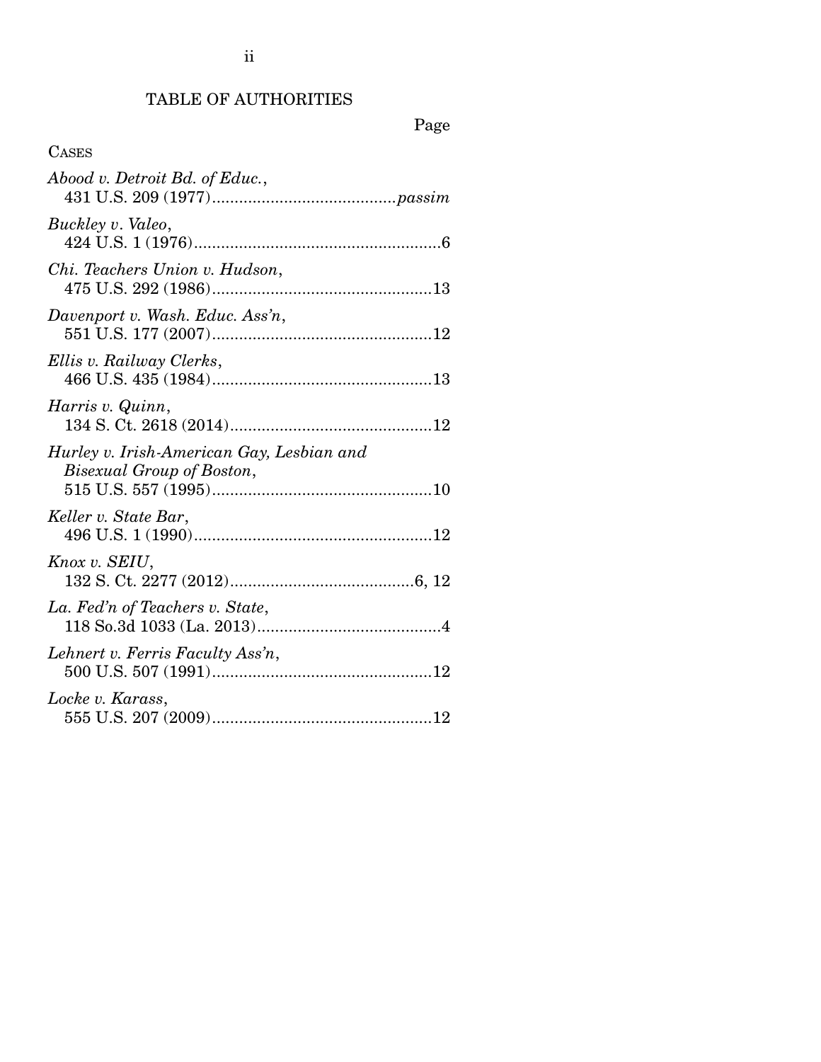# TABLE OF AUTHORITIES

Page

CASES

*Abood v. Detroit Bd. of Educ.*, 431 U.S. 209 (1977).........................................*passim*

*Buckley v. Valeo*, 424 U.S. 1 (1976).......................................................6

*Chi. Teachers Union v. Hudson*, 475 U.S. 292 (1986).................................................13

*Davenport v. Wash. Educ. Ass'n*, 551 U.S. 177 (2007).................................................12

*Ellis v. Railway Clerks*, 466 U.S. 435 (1984).................................................13

*Harris v. Quinn*, 134 S. Ct. 2618 (2014).............................................12

*Hurley v. Irish-American Gay, Lesbian and Bisexual Group of Boston*, 515 U.S. 557 (1995).................................................10

*Keller v. State Bar*, 496 U.S. 1 (1990).....................................................12

*Knox v. SEIU*, 132 S. Ct. 2277 (2012).........................................6, 12

*La. Fed'n of Teachers v. State*, 118 So.3d 1033 (La. 2013).........................................4

*Lehnert v. Ferris Faculty Ass'n*, 500 U.S. 507 (1991).................................................12

*Locke v. Karass*, 555 U.S. 207 (2009).................................................12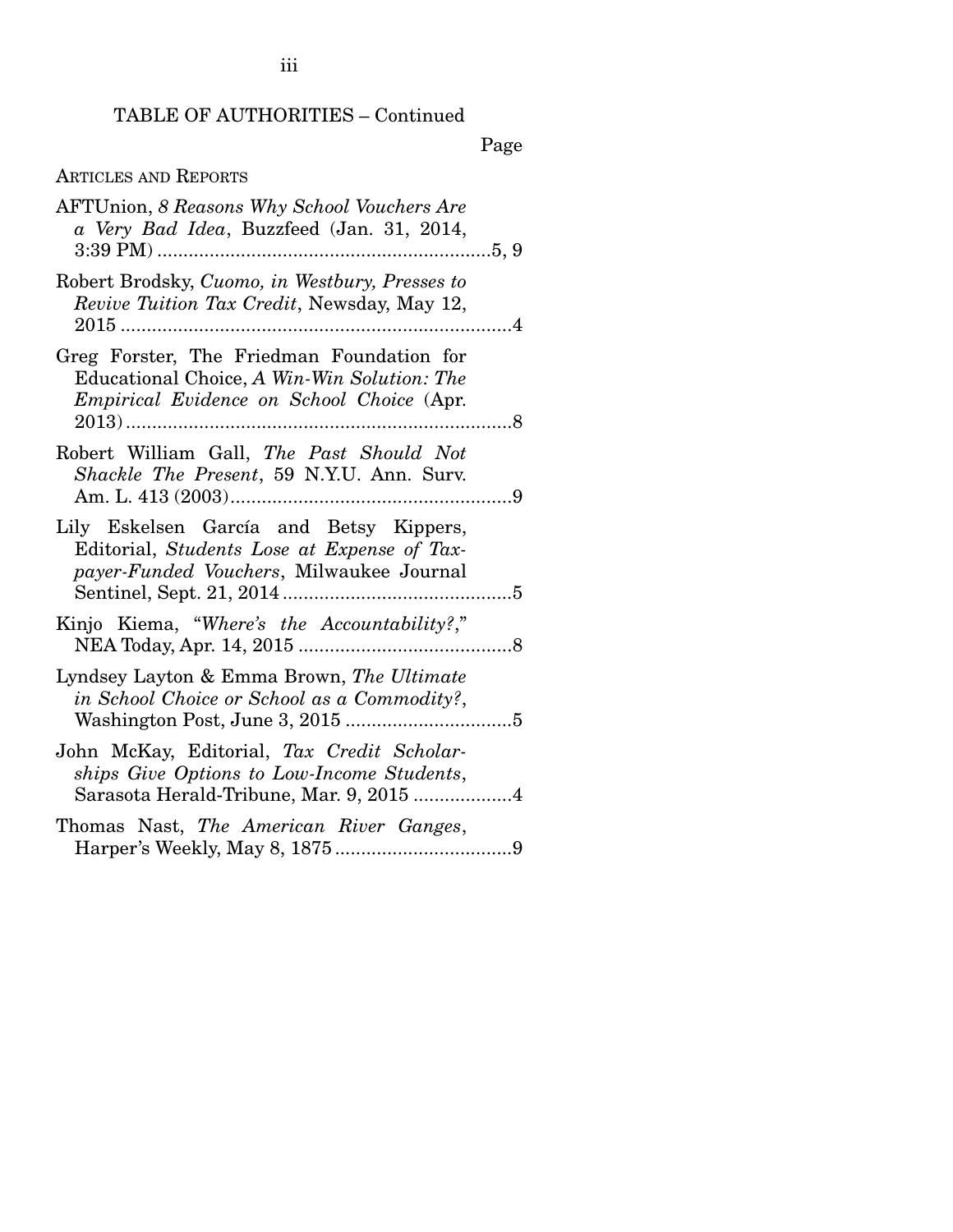TABLE OF AUTHORITIES – Continued

Page

ARTICLES AND REPORTS

AFTUnion, *8 Reasons Why School Vouchers Are a Very Bad Idea*, Buzzfeed (Jan. 31, 2014, 3:39 PM) ....................................................................5, 9

Robert Brodsky, *Cuomo, in Westbury, Presses to Revive Tuition Tax Credit*, Newsday, May 12, 2015 ............................................................................4

Greg Forster, The Friedman Foundation for Educational Choice, *A Win-Win Solution: The Empirical Evidence on School Choice* (Apr. 2013) ..........................................................................8

Robert William Gall, *The Past Should Not Shackle The Present*, 59 N.Y.U. Ann. Surv. Am. L. 413 (2003) ......................................................9

Lily Eskelsen García and Betsy Kippers, Editorial, *Students Lose at Expense of Taxpayer-Funded Vouchers*, Milwaukee Journal Sentinel, Sept. 21, 2014 ............................................5

Kinjo Kiema, "*Where's the Accountability?*," NEA Today, Apr. 14, 2015 .........................................8

Lyndsey Layton & Emma Brown, *The Ultimate in School Choice or School as a Commodity?*, Washington Post, June 3, 2015 ................................5

John McKay, Editorial, *Tax Credit Scholarships Give Options to Low-Income Students*, Sarasota Herald-Tribune, Mar. 9, 2015 ...................4

Thomas Nast, *The American River Ganges*, Harper's Weekly, May 8, 1875 ..................................9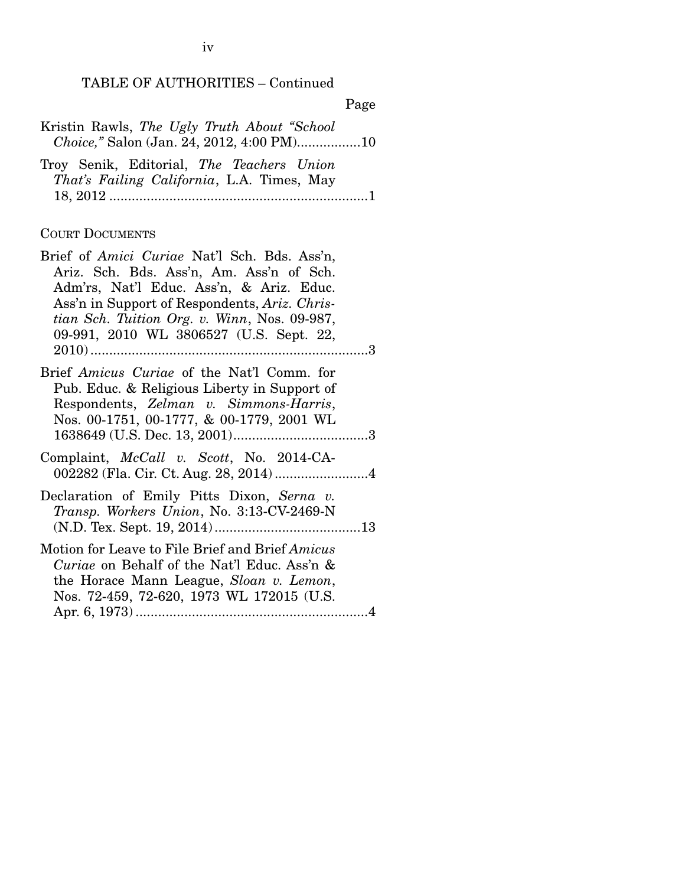TABLE OF AUTHORITIES – Continued

Page

Kristin Rawls, *The Ugly Truth About "School Choice,"* Salon (Jan. 24, 2012, 4:00 PM)................10

Troy Senik, Editorial, *The Teachers Union That's Failing California*, L.A. Times, May 18, 2012 ....................................................................1

COURT DOCUMENTS

Brief of *Amici Curiae* Nat'l Sch. Bds. Ass'n, Ariz. Sch. Bds. Ass'n, Am. Ass'n of Sch. Adm'rs, Nat'l Educ. Ass'n, & Ariz. Educ. Ass'n in Support of Respondents, *Ariz. Christian Sch. Tuition Org. v. Winn*, Nos. 09-987, 09-991, 2010 WL 3806527 (U.S. Sept. 22, 2010)..........................................................................3

Brief *Amicus Curiae* of the Nat'l Comm. for Pub. Educ. & Religious Liberty in Support of Respondents, *Zelman v. Simmons-Harris*, Nos. 00-1751, 00-1777, & 00-1779, 2001 WL 1638649 (U.S. Dec. 13, 2001)....................................3

Complaint, *McCall v. Scott*, No. 2014-CA-002282 (Fla. Cir. Ct. Aug. 28, 2014).........................4

Declaration of Emily Pitts Dixon, *Serna v. Transp. Workers Union*, No. 3:13-CV-2469-N (N.D. Tex. Sept. 19, 2014).......................................13

Motion for Leave to File Brief and Brief *Amicus Curiae* on Behalf of the Nat'l Educ. Ass'n & the Horace Mann League, *Sloan v. Lemon*, Nos. 72-459, 72-620, 1973 WL 172015 (U.S. Apr. 6, 1973)..............................................................4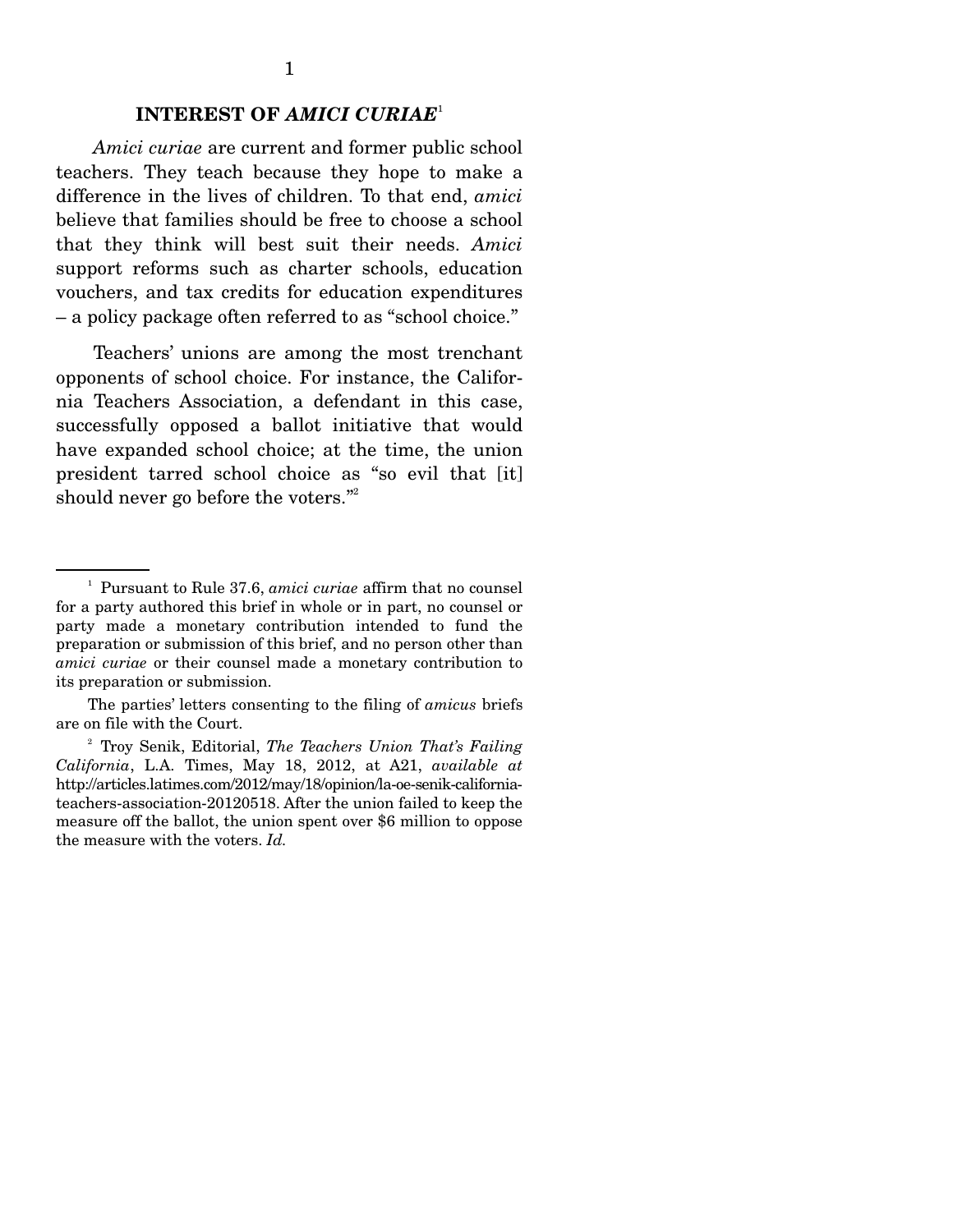## INTEREST OF *AMICI CURIAE*[1]

*Amici curiae* are current and former public school teachers. They teach because they hope to make a difference in the lives of children. To that end, *amici* believe that families should be free to choose a school that they think will best suit their needs. *Amici* support reforms such as charter schools, education vouchers, and tax credits for education expenditures – a policy package often referred to as "school choice."

Teachers' unions are among the most trenchant opponents of school choice. For instance, the California Teachers Association, a defendant in this case, successfully opposed a ballot initiative that would have expanded school choice; at the time, the union president tarred school choice as "so evil that [it] should never go before the voters."[2]

---

[1] Pursuant to Rule 37.6, *amici curiae* affirm that no counsel for a party authored this brief in whole or in part, no counsel or party made a monetary contribution intended to fund the preparation or submission of this brief, and no person other than *amici curiae* or their counsel made a monetary contribution to its preparation or submission.

The parties' letters consenting to the filing of *amicus* briefs are on file with the Court.

[2] Troy Senik, Editorial, *The Teachers Union That's Failing California*, L.A. Times, May 18, 2012, at A21, *available at* http://articles.latimes.com/2012/may/18/opinion/la-oe-senik-california-teachers-association-20120518. After the union failed to keep the measure off the ballot, the union spent over $6 million to oppose the measure with the voters. *Id.*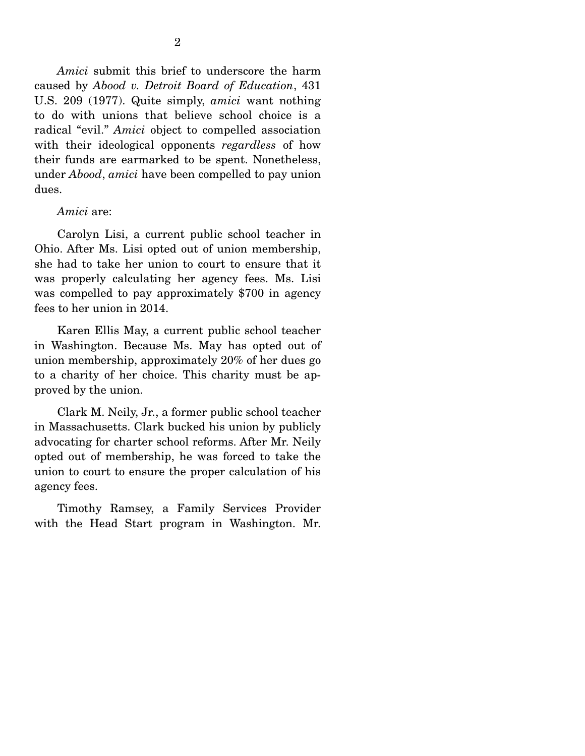*Amici* submit this brief to underscore the harm caused by *Abood v. Detroit Board of Education*, 431 U.S. 209 (1977). Quite simply, *amici* want nothing to do with unions that believe school choice is a radical "evil." *Amici* object to compelled association with their ideological opponents *regardless* of how their funds are earmarked to be spent. Nonetheless, under *Abood*, *amici* have been compelled to pay union dues.

*Amici* are:

Carolyn Lisi, a current public school teacher in Ohio. After Ms. Lisi opted out of union membership, she had to take her union to court to ensure that it was properly calculating her agency fees. Ms. Lisi was compelled to pay approximately $700 in agency fees to her union in 2014.

Karen Ellis May, a current public school teacher in Washington. Because Ms. May has opted out of union membership, approximately 20% of her dues go to a charity of her choice. This charity must be approved by the union.

Clark M. Neily, Jr., a former public school teacher in Massachusetts. Clark bucked his union by publicly advocating for charter school reforms. After Mr. Neily opted out of membership, he was forced to take the union to court to ensure the proper calculation of his agency fees.

Timothy Ramsey, a Family Services Provider with the Head Start program in Washington. Mr.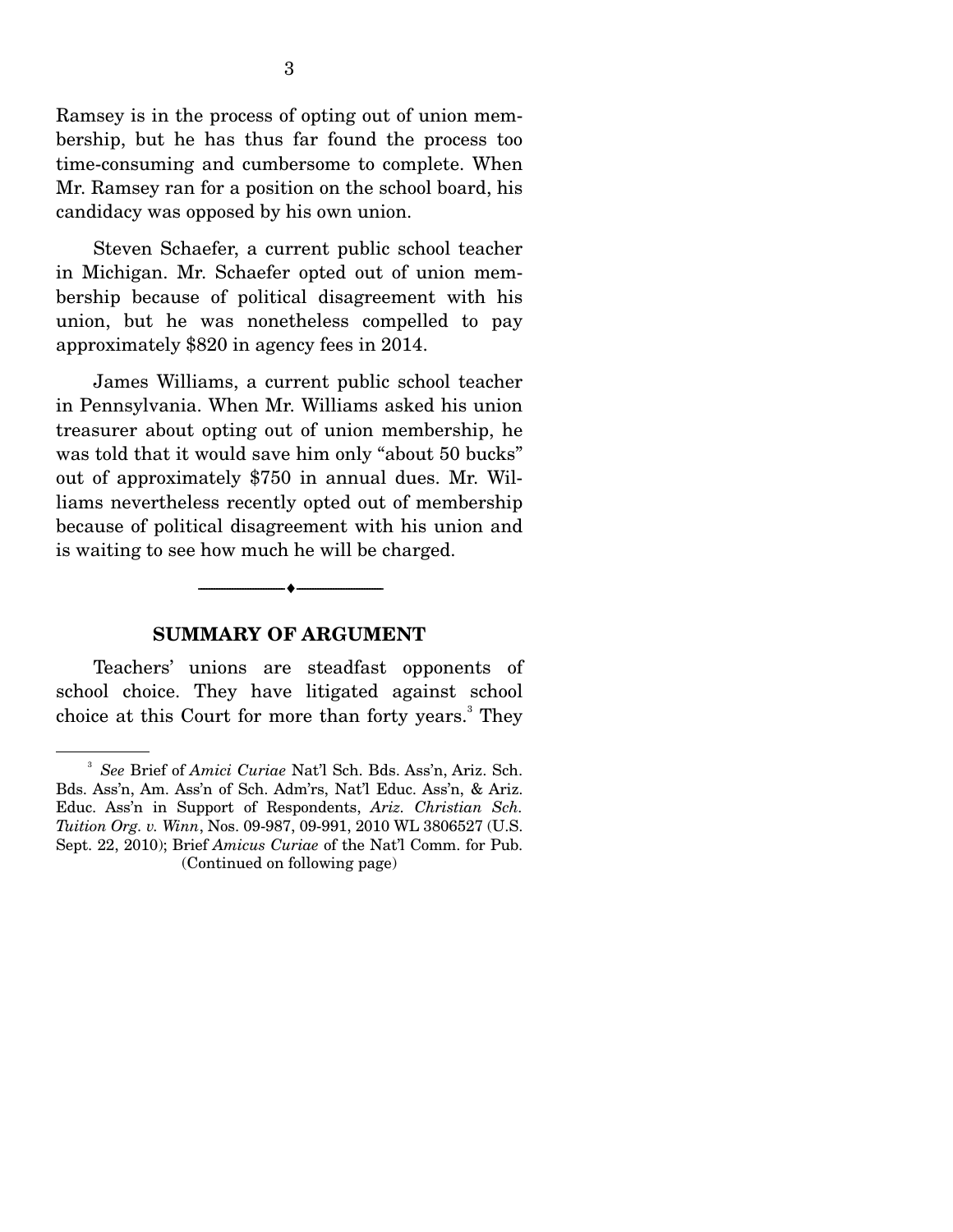Ramsey is in the process of opting out of union membership, but he has thus far found the process too time-consuming and cumbersome to complete. When Mr. Ramsey ran for a position on the school board, his candidacy was opposed by his own union.

Steven Schaefer, a current public school teacher in Michigan. Mr. Schaefer opted out of union membership because of political disagreement with his union, but he was nonetheless compelled to pay approximately $820 in agency fees in 2014.

James Williams, a current public school teacher in Pennsylvania. When Mr. Williams asked his union treasurer about opting out of union membership, he was told that it would save him only "about 50 bucks" out of approximately $750 in annual dues. Mr. Williams nevertheless recently opted out of membership because of political disagreement with his union and is waiting to see how much he will be charged.

---

## SUMMARY OF ARGUMENT

Teachers' unions are steadfast opponents of school choice. They have litigated against school choice at this Court for more than forty years.[3] They

---

[3] *See* Brief of *Amici Curiae* Nat'l Sch. Bds. Ass'n, Ariz. Sch. Bds. Ass'n, Am. Ass'n of Sch. Adm'rs, Nat'l Educ. Ass'n, & Ariz. Educ. Ass'n in Support of Respondents, *Ariz. Christian Sch. Tuition Org. v. Winn*, Nos. 09-987, 09-991, 2010 WL 3806527 (U.S. Sept. 22, 2010); Brief *Amicus Curiae* of the Nat'l Comm. for Pub.
(Continued on following page)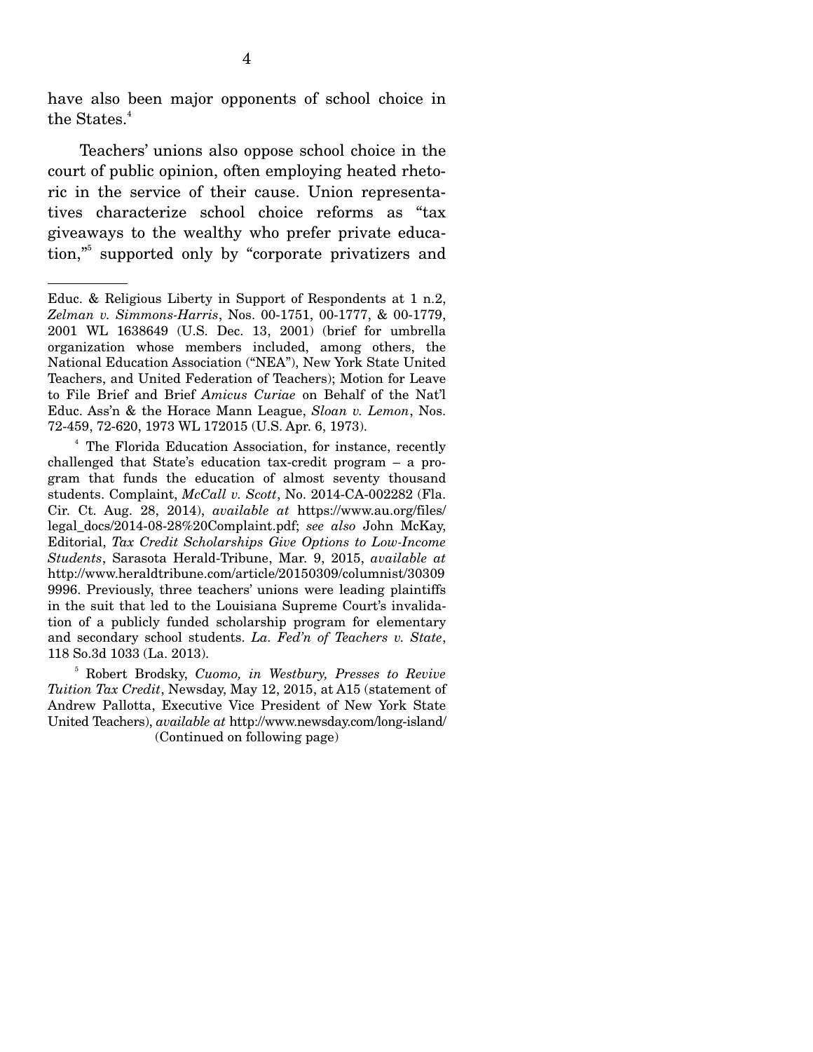have also been major opponents of school choice in the States.[4]

Teachers' unions also oppose school choice in the court of public opinion, often employing heated rhetoric in the service of their cause. Union representatives characterize school choice reforms as "tax giveaways to the wealthy who prefer private education,"[5] supported only by "corporate privatizers and

---

Educ. & Religious Liberty in Support of Respondents at 1 n.2, *Zelman v. Simmons-Harris*, Nos. 00-1751, 00-1777, & 00-1779, 2001 WL 1638649 (U.S. Dec. 13, 2001) (brief for umbrella organization whose members included, among others, the National Education Association ("NEA"), New York State United Teachers, and United Federation of Teachers); Motion for Leave to File Brief and Brief *Amicus Curiae* on Behalf of the Nat'l Educ. Ass'n & the Horace Mann League, *Sloan v. Lemon*, Nos. 72-459, 72-620, 1973 WL 172015 (U.S. Apr. 6, 1973).

[4] The Florida Education Association, for instance, recently challenged that State's education tax-credit program – a program that funds the education of almost seventy thousand students. Complaint, *McCall v. Scott*, No. 2014-CA-002282 (Fla. Cir. Ct. Aug. 28, 2014), *available at* https://www.au.org/files/legal_docs/2014-08-28%20Complaint.pdf; *see also* John McKay, Editorial, *Tax Credit Scholarships Give Options to Low-Income Students*, Sarasota Herald-Tribune, Mar. 9, 2015, *available at* http://www.heraldtribune.com/article/20150309/columnist/303099996. Previously, three teachers' unions were leading plaintiffs in the suit that led to the Louisiana Supreme Court's invalidation of a publicly funded scholarship program for elementary and secondary school students. *La. Fed'n of Teachers v. State*, 118 So.3d 1033 (La. 2013).

[5] Robert Brodsky, *Cuomo, in Westbury, Presses to Revive Tuition Tax Credit*, Newsday, May 12, 2015, at A15 (statement of Andrew Pallotta, Executive Vice President of New York State United Teachers), *available at* http://www.newsday.com/long-island/

(Continued on following page)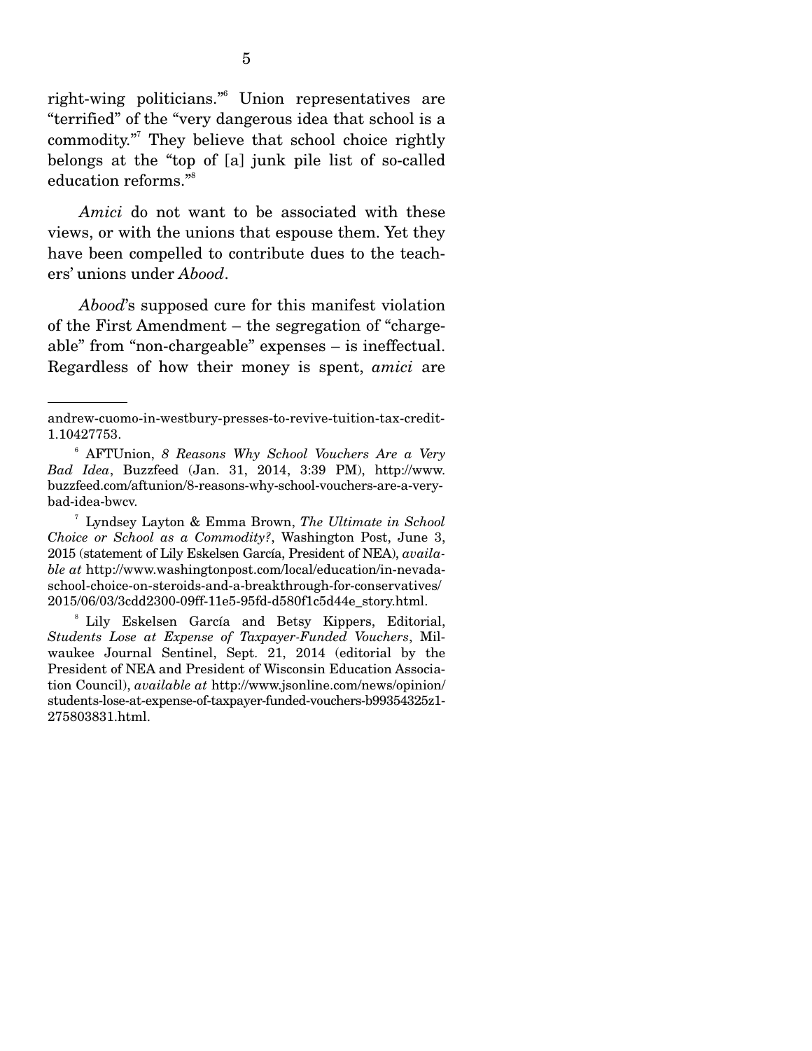right-wing politicians."[6] Union representatives are "terrified" of the "very dangerous idea that school is a commodity."[7] They believe that school choice rightly belongs at the "top of [a] junk pile list of so-called education reforms."[8]

*Amici* do not want to be associated with these views, or with the unions that espouse them. Yet they have been compelled to contribute dues to the teachers' unions under *Abood*.

*Abood*'s supposed cure for this manifest violation of the First Amendment – the segregation of "chargeable" from "non-chargeable" expenses – is ineffectual. Regardless of how their money is spent, *amici* are

---

andrew-cuomo-in-westbury-presses-to-revive-tuition-tax-credit-1.10427753.

[6] AFTUnion, *8 Reasons Why School Vouchers Are a Very Bad Idea*, Buzzfeed (Jan. 31, 2014, 3:39 PM), http://www.buzzfeed.com/aftunion/8-reasons-why-school-vouchers-are-a-very-bad-idea-bwcv.

[7] Lyndsey Layton & Emma Brown, *The Ultimate in School Choice or School as a Commodity?*, Washington Post, June 3, 2015 (statement of Lily Eskelsen García, President of NEA), *available at* http://www.washingtonpost.com/local/education/in-nevada-school-choice-on-steroids-and-a-breakthrough-for-conservatives/2015/06/03/3cdd2300-09ff-11e5-95fd-d580f1c5d44e_story.html.

[8] Lily Eskelsen García and Betsy Kippers, Editorial, *Students Lose at Expense of Taxpayer-Funded Vouchers*, Milwaukee Journal Sentinel, Sept. 21, 2014 (editorial by the President of NEA and President of Wisconsin Education Association Council), *available at* http://www.jsonline.com/news/opinion/students-lose-at-expense-of-taxpayer-funded-vouchers-b99354325z1-275803831.html.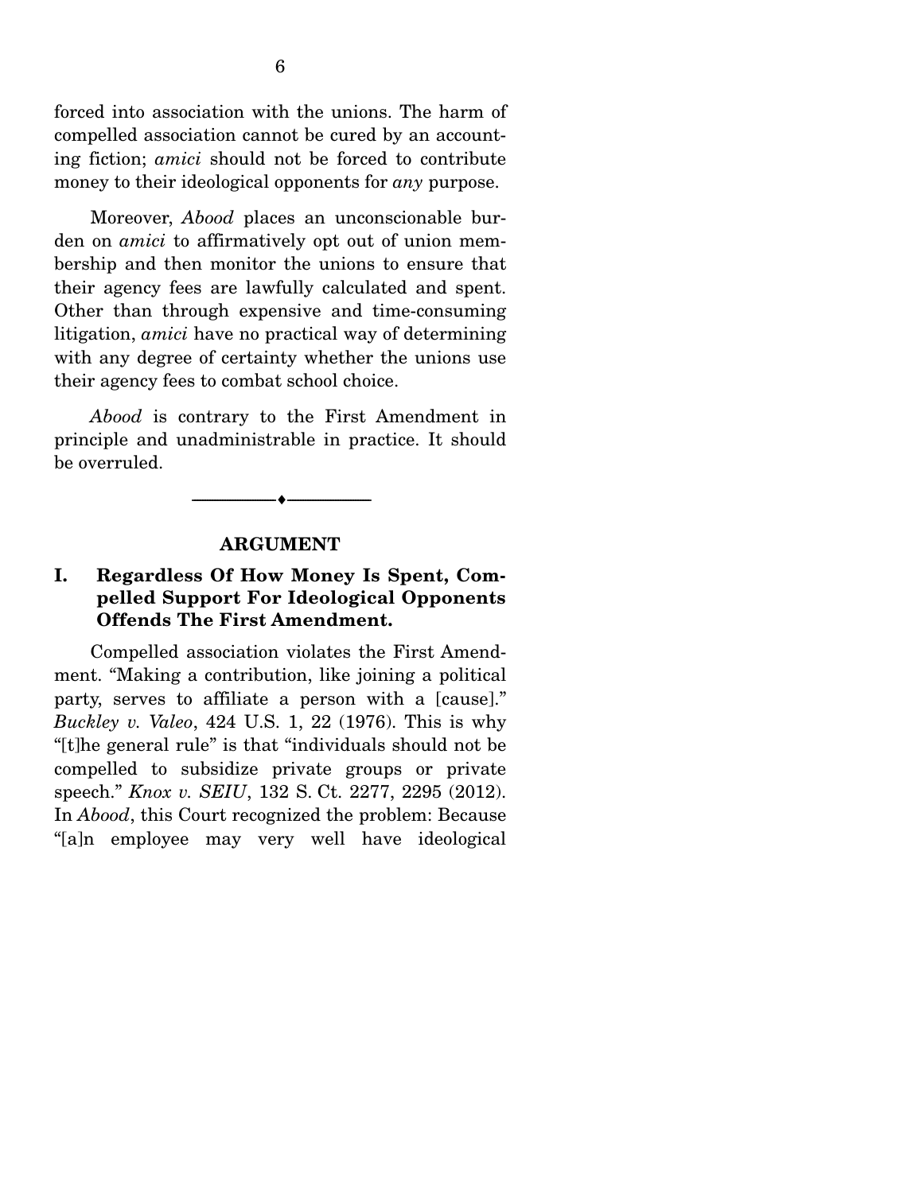forced into association with the unions. The harm of compelled association cannot be cured by an accounting fiction; *amici* should not be forced to contribute money to their ideological opponents for *any* purpose.

Moreover, *Abood* places an unconscionable burden on *amici* to affirmatively opt out of union membership and then monitor the unions to ensure that their agency fees are lawfully calculated and spent. Other than through expensive and time-consuming litigation, *amici* have no practical way of determining with any degree of certainty whether the unions use their agency fees to combat school choice.

*Abood* is contrary to the First Amendment in principle and unadministrable in practice. It should be overruled.

---

## ARGUMENT

### I. Regardless Of How Money Is Spent, Compelled Support For Ideological Opponents Offends The First Amendment.

Compelled association violates the First Amendment. "Making a contribution, like joining a political party, serves to affiliate a person with a [cause]." *Buckley v. Valeo*, 424 U.S. 1, 22 (1976). This is why "[t]he general rule" is that "individuals should not be compelled to subsidize private groups or private speech." *Knox v. SEIU*, 132 S. Ct. 2277, 2295 (2012). In *Abood*, this Court recognized the problem: Because "[a]n employee may very well have ideological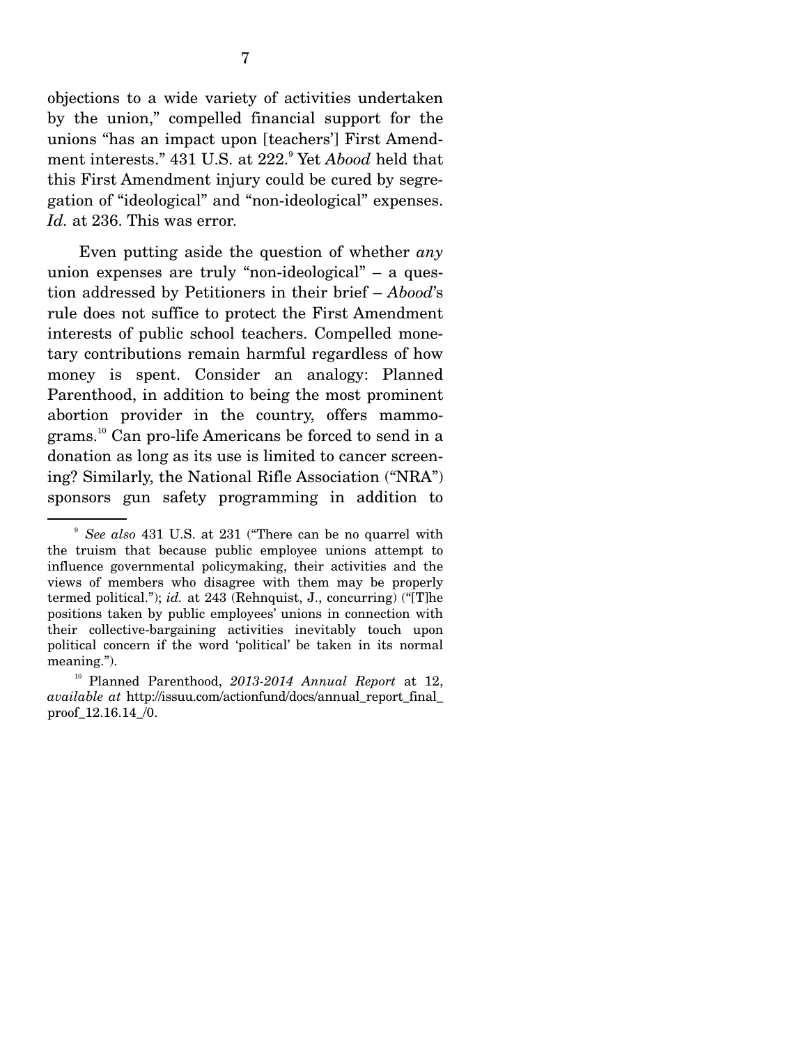objections to a wide variety of activities undertaken by the union," compelled financial support for the unions "has an impact upon [teachers'] First Amendment interests." 431 U.S. at 222.[9] Yet *Abood* held that this First Amendment injury could be cured by segregation of "ideological" and "non-ideological" expenses. *Id.* at 236. This was error.

Even putting aside the question of whether *any* union expenses are truly "non-ideological" – a question addressed by Petitioners in their brief – *Abood*'s rule does not suffice to protect the First Amendment interests of public school teachers. Compelled monetary contributions remain harmful regardless of how money is spent. Consider an analogy: Planned Parenthood, in addition to being the most prominent abortion provider in the country, offers mammograms.[10] Can pro-life Americans be forced to send in a donation as long as its use is limited to cancer screening? Similarly, the National Rifle Association ("NRA") sponsors gun safety programming in addition to

---

[9] *See also* 431 U.S. at 231 ("There can be no quarrel with the truism that because public employee unions attempt to influence governmental policymaking, their activities and the views of members who disagree with them may be properly termed political."); *id.* at 243 (Rehnquist, J., concurring) ("[T]he positions taken by public employees' unions in connection with their collective-bargaining activities inevitably touch upon political concern if the word 'political' be taken in its normal meaning.").

[10] Planned Parenthood, *2013-2014 Annual Report* at 12, *available at* http://issuu.com/actionfund/docs/annual_report_final_proof_12.16.14_/0.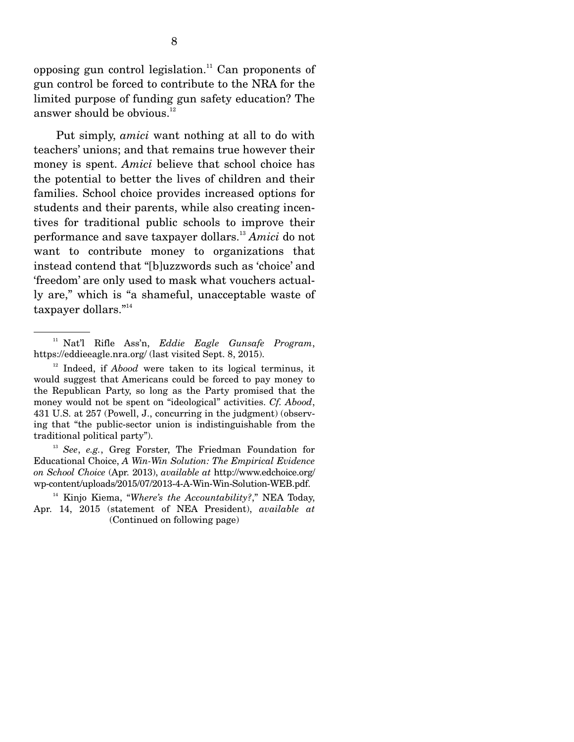opposing gun control legislation.[11] Can proponents of gun control be forced to contribute to the NRA for the limited purpose of funding gun safety education? The answer should be obvious.[12]

Put simply, *amici* want nothing at all to do with teachers' unions; and that remains true however their money is spent. *Amici* believe that school choice has the potential to better the lives of children and their families. School choice provides increased options for students and their parents, while also creating incentives for traditional public schools to improve their performance and save taxpayer dollars.[13] *Amici* do not want to contribute money to organizations that instead contend that "[b]uzzwords such as 'choice' and 'freedom' are only used to mask what vouchers actually are," which is "a shameful, unacceptable waste of taxpayer dollars."[14]

---

[11] Nat'l Rifle Ass'n, *Eddie Eagle Gunsafe Program*, https://eddieeagle.nra.org/ (last visited Sept. 8, 2015).

[12] Indeed, if *Abood* were taken to its logical terminus, it would suggest that Americans could be forced to pay money to the Republican Party, so long as the Party promised that the money would not be spent on "ideological" activities. *Cf. Abood*, 431 U.S. at 257 (Powell, J., concurring in the judgment) (observing that "the public-sector union is indistinguishable from the traditional political party").

[13] *See*, *e.g.*, Greg Forster, The Friedman Foundation for Educational Choice, *A Win-Win Solution: The Empirical Evidence on School Choice* (Apr. 2013), *available at* http://www.edchoice.org/wp-content/uploads/2015/07/2013-4-A-Win-Win-Solution-WEB.pdf.

[14] Kinjo Kiema, "*Where's the Accountability?*," NEA Today, Apr. 14, 2015 (statement of NEA President), *available at*

(Continued on following page)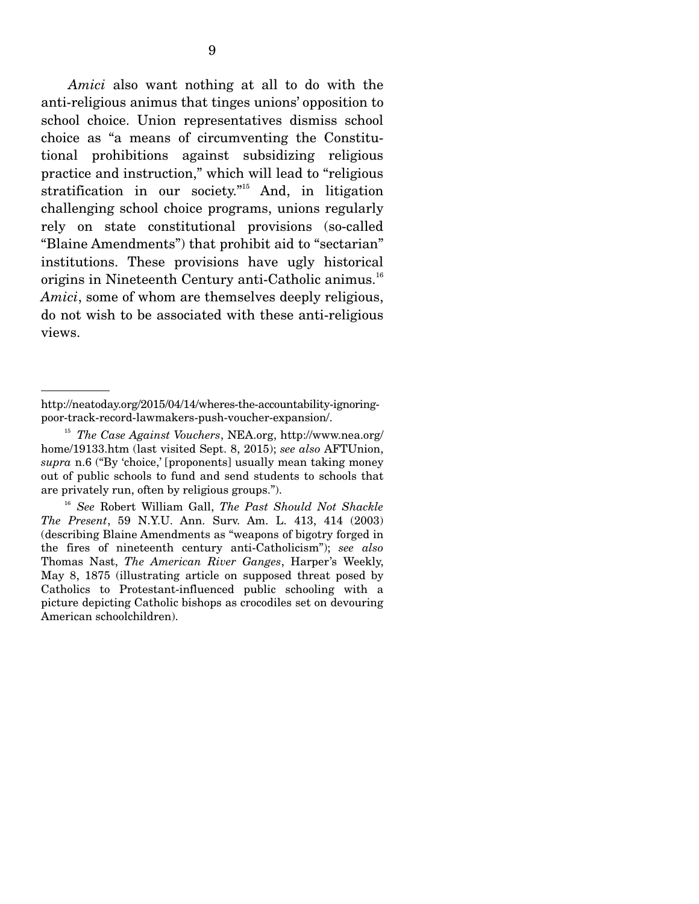*Amici* also want nothing at all to do with the anti-religious animus that tinges unions' opposition to school choice. Union representatives dismiss school choice as "a means of circumventing the Constitutional prohibitions against subsidizing religious practice and instruction," which will lead to "religious stratification in our society."[15] And, in litigation challenging school choice programs, unions regularly rely on state constitutional provisions (so-called "Blaine Amendments") that prohibit aid to "sectarian" institutions. These provisions have ugly historical origins in Nineteenth Century anti-Catholic animus.[16] *Amici*, some of whom are themselves deeply religious, do not wish to be associated with these anti-religious views.

---

http://neatoday.org/2015/04/14/wheres-the-accountability-ignoring-poor-track-record-lawmakers-push-voucher-expansion/.

[15] *The Case Against Vouchers*, NEA.org, http://www.nea.org/home/19133.htm (last visited Sept. 8, 2015); *see also* AFTUnion, *supra* n.6 ("By 'choice,' [proponents] usually mean taking money out of public schools to fund and send students to schools that are privately run, often by religious groups.").

[16] *See* Robert William Gall, *The Past Should Not Shackle The Present*, 59 N.Y.U. Ann. Surv. Am. L. 413, 414 (2003) (describing Blaine Amendments as "weapons of bigotry forged in the fires of nineteenth century anti-Catholicism"); *see also* Thomas Nast, *The American River Ganges*, Harper's Weekly, May 8, 1875 (illustrating article on supposed threat posed by Catholics to Protestant-influenced public schooling with a picture depicting Catholic bishops as crocodiles set on devouring American schoolchildren).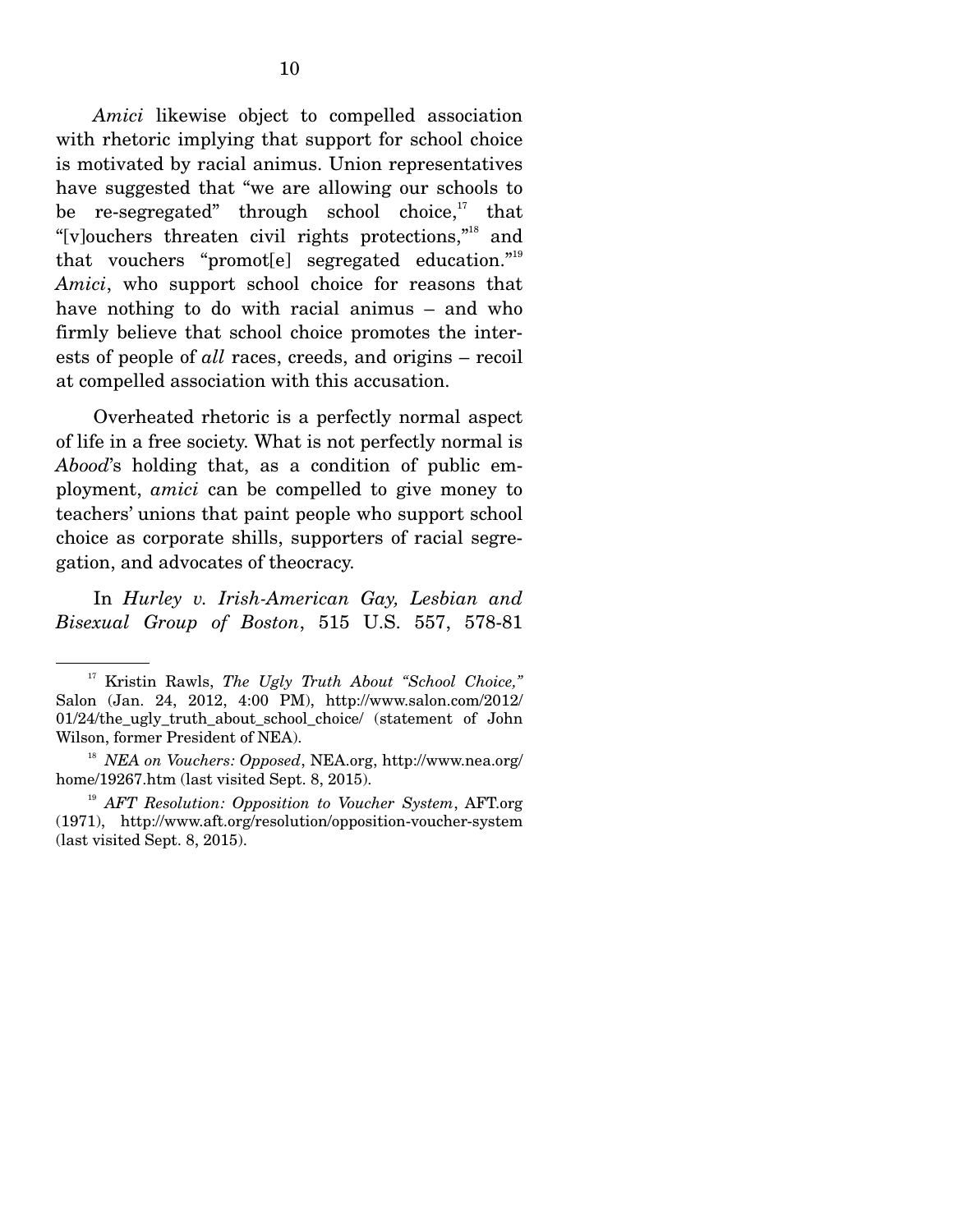*Amici* likewise object to compelled association with rhetoric implying that support for school choice is motivated by racial animus. Union representatives have suggested that "we are allowing our schools to be re-segregated" through school choice,[17] that "[v]ouchers threaten civil rights protections,"[18] and that vouchers "promot[e] segregated education."[19] *Amici*, who support school choice for reasons that have nothing to do with racial animus – and who firmly believe that school choice promotes the interests of people of *all* races, creeds, and origins – recoil at compelled association with this accusation.

Overheated rhetoric is a perfectly normal aspect of life in a free society. What is not perfectly normal is *Abood*'s holding that, as a condition of public employment, *amici* can be compelled to give money to teachers' unions that paint people who support school choice as corporate shills, supporters of racial segregation, and advocates of theocracy.

In *Hurley v. Irish-American Gay, Lesbian and Bisexual Group of Boston*, 515 U.S. 557, 578-81

---

[17] Kristin Rawls, *The Ugly Truth About "School Choice,"* Salon (Jan. 24, 2012, 4:00 PM), http://www.salon.com/2012/01/24/the_ugly_truth_about_school_choice/ (statement of John Wilson, former President of NEA).

[18] *NEA on Vouchers: Opposed*, NEA.org, http://www.nea.org/home/19267.htm (last visited Sept. 8, 2015).

[19] *AFT Resolution: Opposition to Voucher System*, AFT.org (1971), http://www.aft.org/resolution/opposition-voucher-system (last visited Sept. 8, 2015).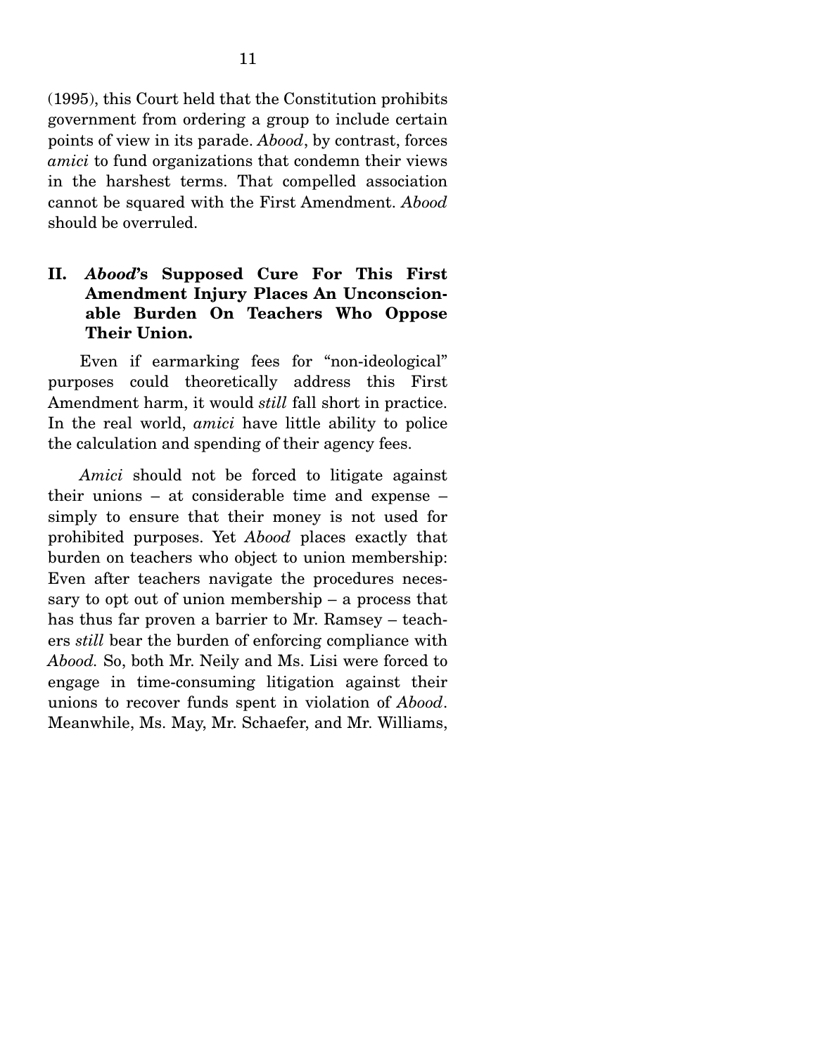(1995), this Court held that the Constitution prohibits government from ordering a group to include certain points of view in its parade. *Abood*, by contrast, forces *amici* to fund organizations that condemn their views in the harshest terms. That compelled association cannot be squared with the First Amendment. *Abood* should be overruled.

## II. *Abood*'s Supposed Cure For This First Amendment Injury Places An Unconscionable Burden On Teachers Who Oppose Their Union.

Even if earmarking fees for "non-ideological" purposes could theoretically address this First Amendment harm, it would *still* fall short in practice. In the real world, *amici* have little ability to police the calculation and spending of their agency fees.

*Amici* should not be forced to litigate against their unions – at considerable time and expense – simply to ensure that their money is not used for prohibited purposes. Yet *Abood* places exactly that burden on teachers who object to union membership: Even after teachers navigate the procedures necessary to opt out of union membership – a process that has thus far proven a barrier to Mr. Ramsey – teachers *still* bear the burden of enforcing compliance with *Abood.* So, both Mr. Neily and Ms. Lisi were forced to engage in time-consuming litigation against their unions to recover funds spent in violation of *Abood*. Meanwhile, Ms. May, Mr. Schaefer, and Mr. Williams,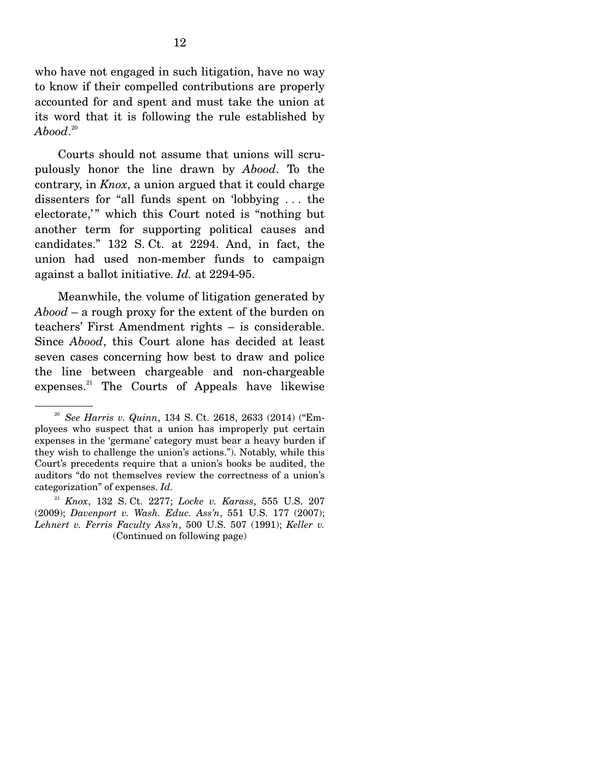who have not engaged in such litigation, have no way to know if their compelled contributions are properly accounted for and spent and must take the union at its word that it is following the rule established by *Abood*.[20]

Courts should not assume that unions will scrupulously honor the line drawn by *Abood*. To the contrary, in *Knox*, a union argued that it could charge dissenters for "all funds spent on 'lobbying . . . the electorate,'" which this Court noted is "nothing but another term for supporting political causes and candidates." 132 S. Ct. at 2294. And, in fact, the union had used non-member funds to campaign against a ballot initiative. *Id.* at 2294-95.

Meanwhile, the volume of litigation generated by *Abood* – a rough proxy for the extent of the burden on teachers' First Amendment rights – is considerable. Since *Abood*, this Court alone has decided at least seven cases concerning how best to draw and police the line between chargeable and non-chargeable expenses.[21] The Courts of Appeals have likewise

---

[20] *See Harris v. Quinn*, 134 S. Ct. 2618, 2633 (2014) ("Employees who suspect that a union has improperly put certain expenses in the 'germane' category must bear a heavy burden if they wish to challenge the union's actions."). Notably, while this Court's precedents require that a union's books be audited, the auditors "do not themselves review the correctness of a union's categorization" of expenses. *Id.*

[21] *Knox*, 132 S. Ct. 2277; *Locke v. Karass*, 555 U.S. 207 (2009); *Davenport v. Wash. Educ. Ass'n*, 551 U.S. 177 (2007); *Lehnert v. Ferris Faculty Ass'n*, 500 U.S. 507 (1991); *Keller v.* (Continued on following page)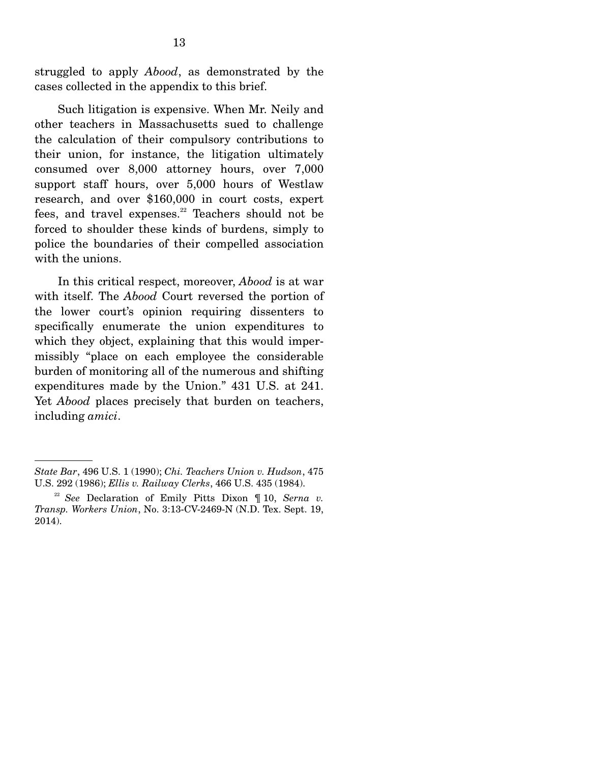struggled to apply *Abood*, as demonstrated by the cases collected in the appendix to this brief.

Such litigation is expensive. When Mr. Neily and other teachers in Massachusetts sued to challenge the calculation of their compulsory contributions to their union, for instance, the litigation ultimately consumed over 8,000 attorney hours, over 7,000 support staff hours, over 5,000 hours of Westlaw research, and over $160,000 in court costs, expert fees, and travel expenses.[22] Teachers should not be forced to shoulder these kinds of burdens, simply to police the boundaries of their compelled association with the unions.

In this critical respect, moreover, *Abood* is at war with itself. The *Abood* Court reversed the portion of the lower court's opinion requiring dissenters to specifically enumerate the union expenditures to which they object, explaining that this would impermissibly "place on each employee the considerable burden of monitoring all of the numerous and shifting expenditures made by the Union." 431 U.S. at 241. Yet *Abood* places precisely that burden on teachers, including *amici*.

---

*State Bar*, 496 U.S. 1 (1990); *Chi. Teachers Union v. Hudson*, 475 U.S. 292 (1986); *Ellis v. Railway Clerks*, 466 U.S. 435 (1984).

[22] *See* Declaration of Emily Pitts Dixon ¶ 10, *Serna v. Transp. Workers Union*, No. 3:13-CV-2469-N (N.D. Tex. Sept. 19, 2014).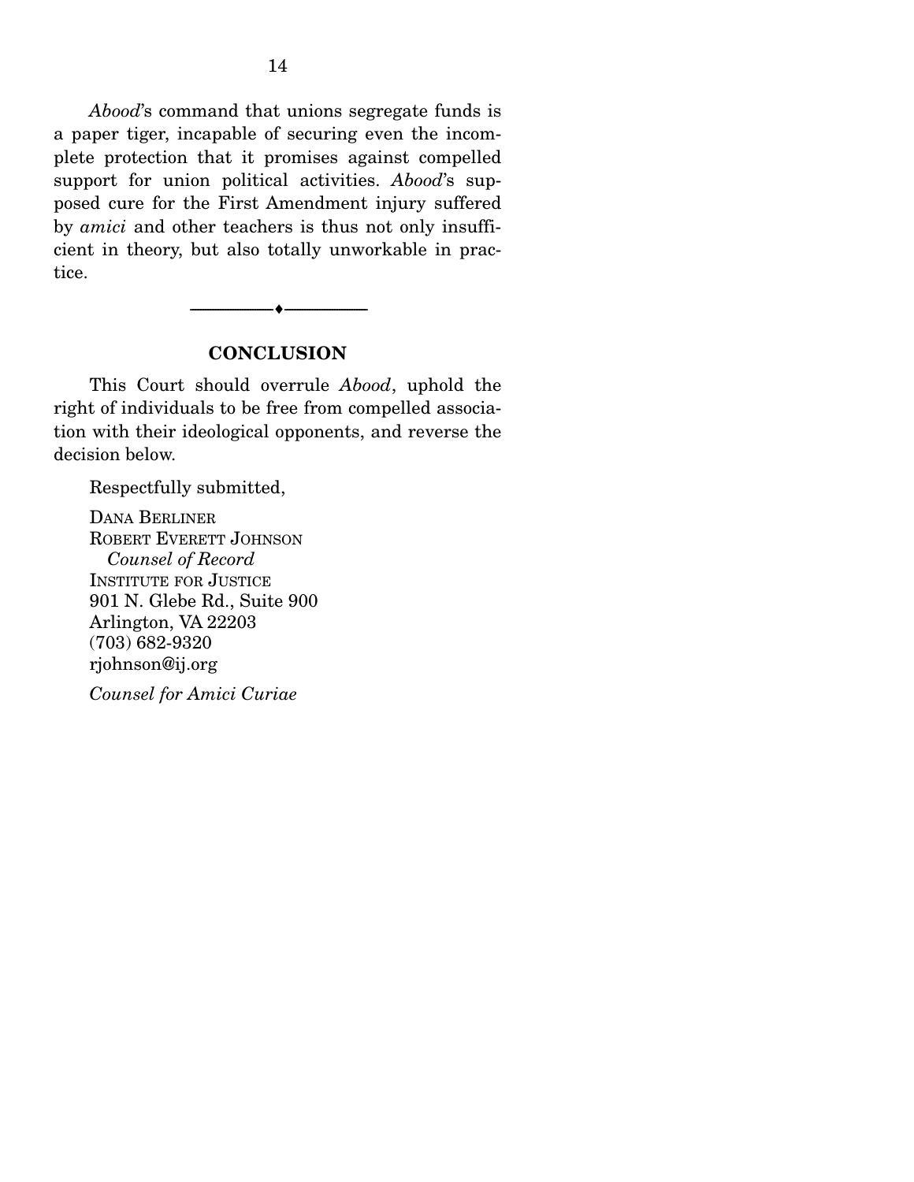*Abood*'s command that unions segregate funds is a paper tiger, incapable of securing even the incomplete protection that it promises against compelled support for union political activities. *Abood*'s supposed cure for the First Amendment injury suffered by *amici* and other teachers is thus not only insufficient in theory, but also totally unworkable in practice.

---

## CONCLUSION

This Court should overrule *Abood*, uphold the right of individuals to be free from compelled association with their ideological opponents, and reverse the decision below.

Respectfully submitted,

DANA BERLINER
ROBERT EVERETT JOHNSON
*Counsel of Record*
INSTITUTE FOR JUSTICE
901 N. Glebe Rd., Suite 900
Arlington, VA 22203
(703) 682-9320
rjohnson@ij.org

*Counsel for Amici Curiae*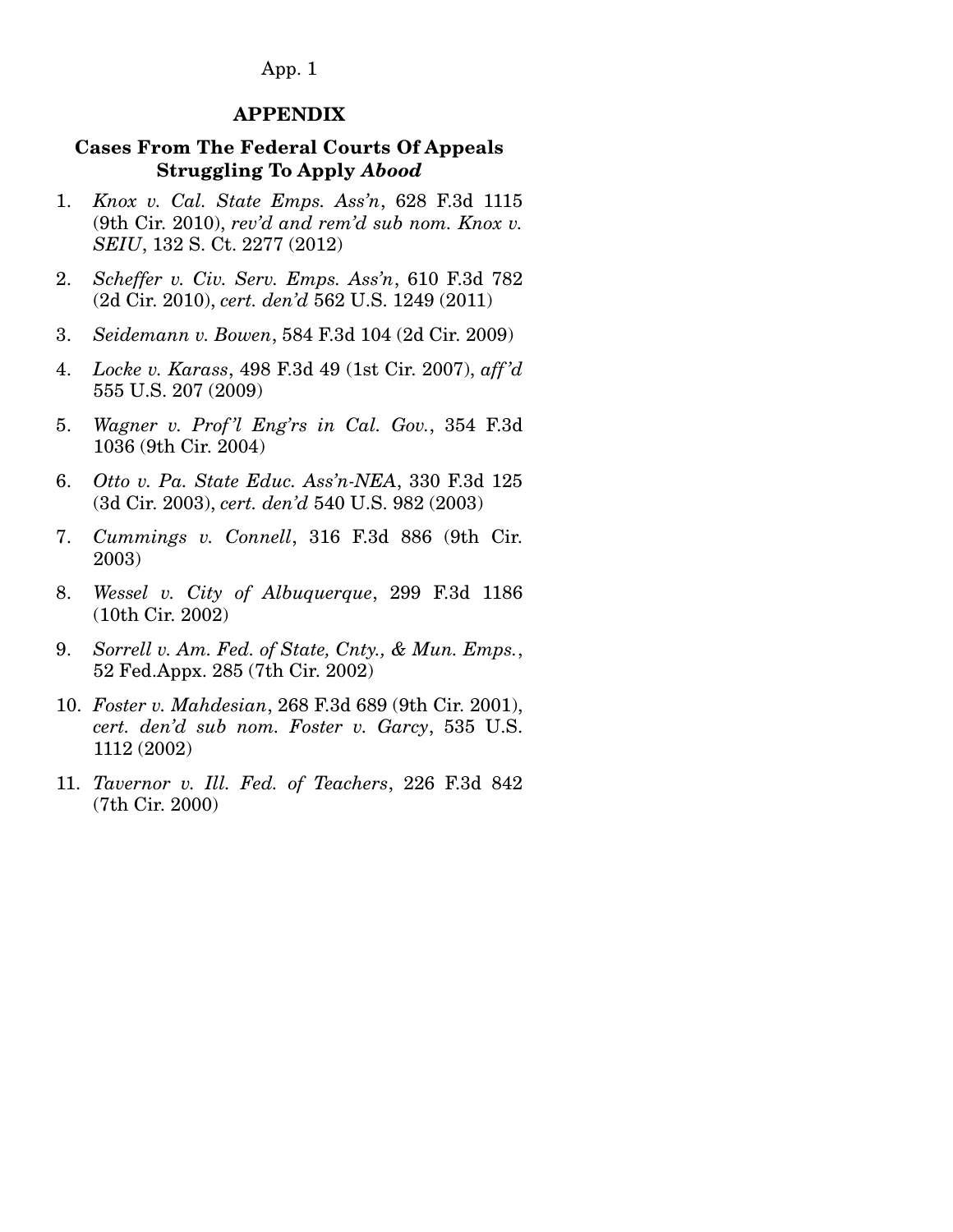## APPENDIX

### Cases From The Federal Courts Of Appeals Struggling To Apply *Abood*

1. *Knox v. Cal. State Emps. Ass'n*, 628 F.3d 1115 (9th Cir. 2010), *rev'd and rem'd sub nom. Knox v. SEIU*, 132 S. Ct. 2277 (2012)
2. *Scheffer v. Civ. Serv. Emps. Ass'n*, 610 F.3d 782 (2d Cir. 2010), *cert. den'd* 562 U.S. 1249 (2011)
3. *Seidemann v. Bowen*, 584 F.3d 104 (2d Cir. 2009)
4. *Locke v. Karass*, 498 F.3d 49 (1st Cir. 2007), *aff'd* 555 U.S. 207 (2009)
5. *Wagner v. Prof'l Eng'rs in Cal. Gov.*, 354 F.3d 1036 (9th Cir. 2004)
6. *Otto v. Pa. State Educ. Ass'n-NEA*, 330 F.3d 125 (3d Cir. 2003), *cert. den'd* 540 U.S. 982 (2003)
7. *Cummings v. Connell*, 316 F.3d 886 (9th Cir. 2003)
8. *Wessel v. City of Albuquerque*, 299 F.3d 1186 (10th Cir. 2002)
9. *Sorrell v. Am. Fed. of State, Cnty., & Mun. Emps.*, 52 Fed.Appx. 285 (7th Cir. 2002)
10. *Foster v. Mahdesian*, 268 F.3d 689 (9th Cir. 2001), *cert. den'd sub nom. Foster v. Garcy*, 535 U.S. 1112 (2002)
11. *Tavernor v. Ill. Fed. of Teachers*, 226 F.3d 842 (7th Cir. 2000)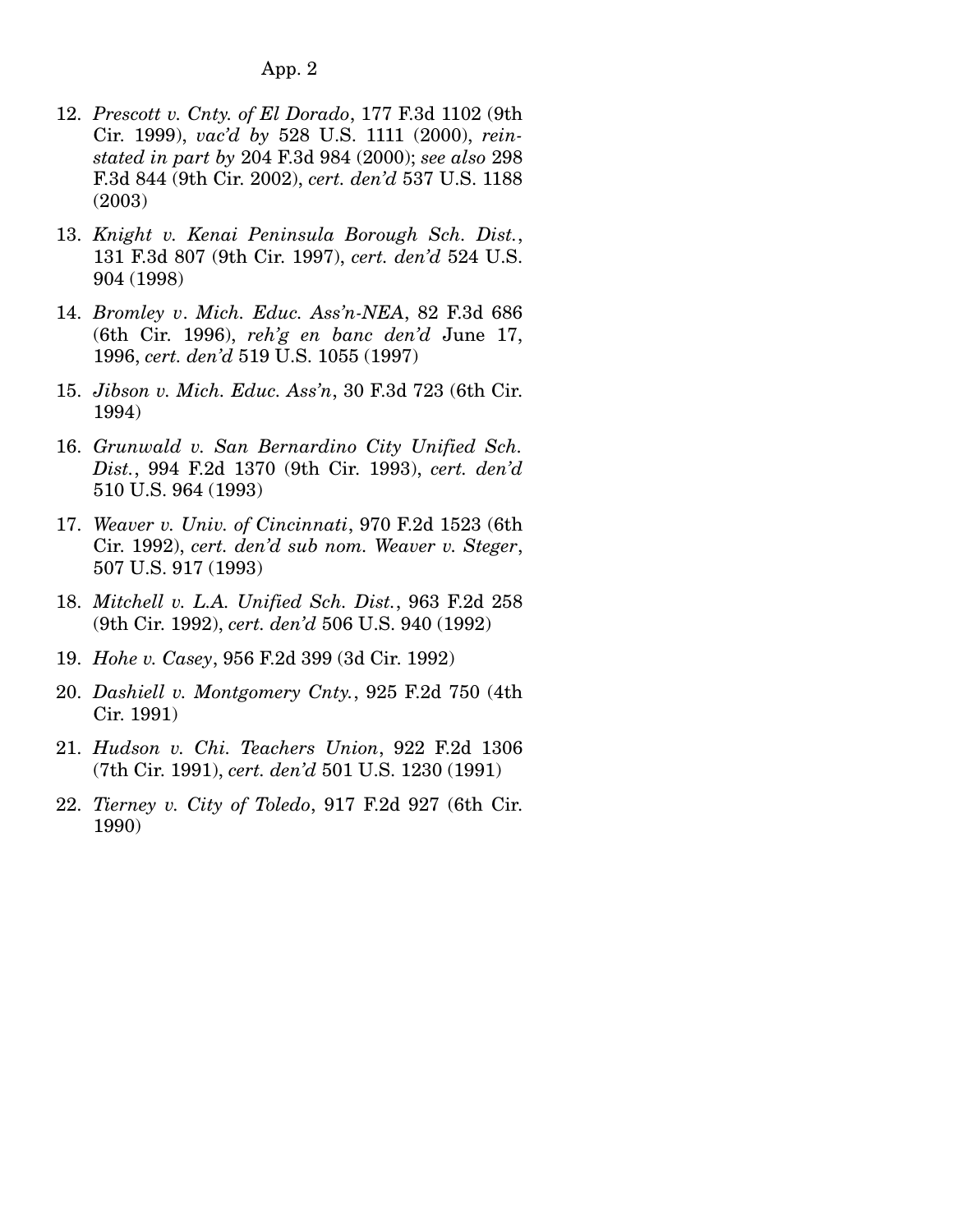12. *Prescott v. Cnty. of El Dorado*, 177 F.3d 1102 (9th Cir. 1999), *vac'd by* 528 U.S. 1111 (2000), *reinstated in part by* 204 F.3d 984 (2000); *see also* 298 F.3d 844 (9th Cir. 2002), *cert. den'd* 537 U.S. 1188 (2003)

13. *Knight v. Kenai Peninsula Borough Sch. Dist.*, 131 F.3d 807 (9th Cir. 1997), *cert. den'd* 524 U.S. 904 (1998)

14. *Bromley v. Mich. Educ. Ass'n-NEA*, 82 F.3d 686 (6th Cir. 1996), *reh'g en banc den'd* June 17, 1996, *cert. den'd* 519 U.S. 1055 (1997)

15. *Jibson v. Mich. Educ. Ass'n*, 30 F.3d 723 (6th Cir. 1994)

16. *Grunwald v. San Bernardino City Unified Sch. Dist.*, 994 F.2d 1370 (9th Cir. 1993), *cert. den'd* 510 U.S. 964 (1993)

17. *Weaver v. Univ. of Cincinnati*, 970 F.2d 1523 (6th Cir. 1992), *cert. den'd sub nom. Weaver v. Steger*, 507 U.S. 917 (1993)

18. *Mitchell v. L.A. Unified Sch. Dist.*, 963 F.2d 258 (9th Cir. 1992), *cert. den'd* 506 U.S. 940 (1992)

19. *Hohe v. Casey*, 956 F.2d 399 (3d Cir. 1992)

20. *Dashiell v. Montgomery Cnty.*, 925 F.2d 750 (4th Cir. 1991)

21. *Hudson v. Chi. Teachers Union*, 922 F.2d 1306 (7th Cir. 1991), *cert. den'd* 501 U.S. 1230 (1991)

22. *Tierney v. City of Toledo*, 917 F.2d 927 (6th Cir. 1990)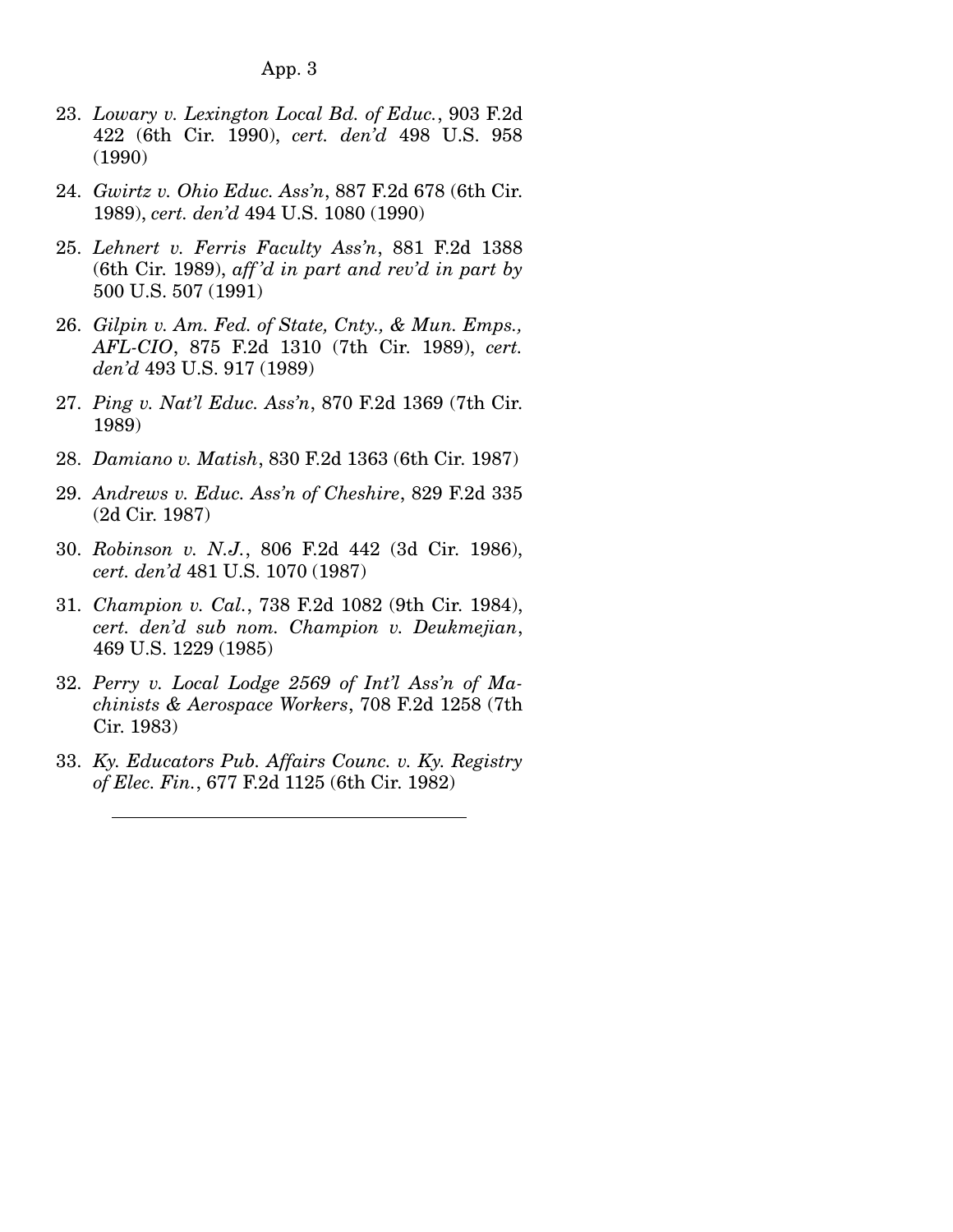23. *Lowary v. Lexington Local Bd. of Educ.*, 903 F.2d 422 (6th Cir. 1990), *cert. den'd* 498 U.S. 958 (1990)

24. *Gwirtz v. Ohio Educ. Ass'n*, 887 F.2d 678 (6th Cir. 1989), *cert. den'd* 494 U.S. 1080 (1990)

25. *Lehnert v. Ferris Faculty Ass'n*, 881 F.2d 1388 (6th Cir. 1989), *aff'd in part and rev'd in part by* 500 U.S. 507 (1991)

26. *Gilpin v. Am. Fed. of State, Cnty., & Mun. Emps., AFL-CIO*, 875 F.2d 1310 (7th Cir. 1989), *cert. den'd* 493 U.S. 917 (1989)

27. *Ping v. Nat'l Educ. Ass'n*, 870 F.2d 1369 (7th Cir. 1989)

28. *Damiano v. Matish*, 830 F.2d 1363 (6th Cir. 1987)

29. *Andrews v. Educ. Ass'n of Cheshire*, 829 F.2d 335 (2d Cir. 1987)

30. *Robinson v. N.J.*, 806 F.2d 442 (3d Cir. 1986), *cert. den'd* 481 U.S. 1070 (1987)

31. *Champion v. Cal.*, 738 F.2d 1082 (9th Cir. 1984), *cert. den'd sub nom. Champion v. Deukmejian*, 469 U.S. 1229 (1985)

32. *Perry v. Local Lodge 2569 of Int'l Ass'n of Machinists & Aerospace Workers*, 708 F.2d 1258 (7th Cir. 1983)

33. *Ky. Educators Pub. Affairs Counc. v. Ky. Registry of Elec. Fin.*, 677 F.2d 1125 (6th Cir. 1982)